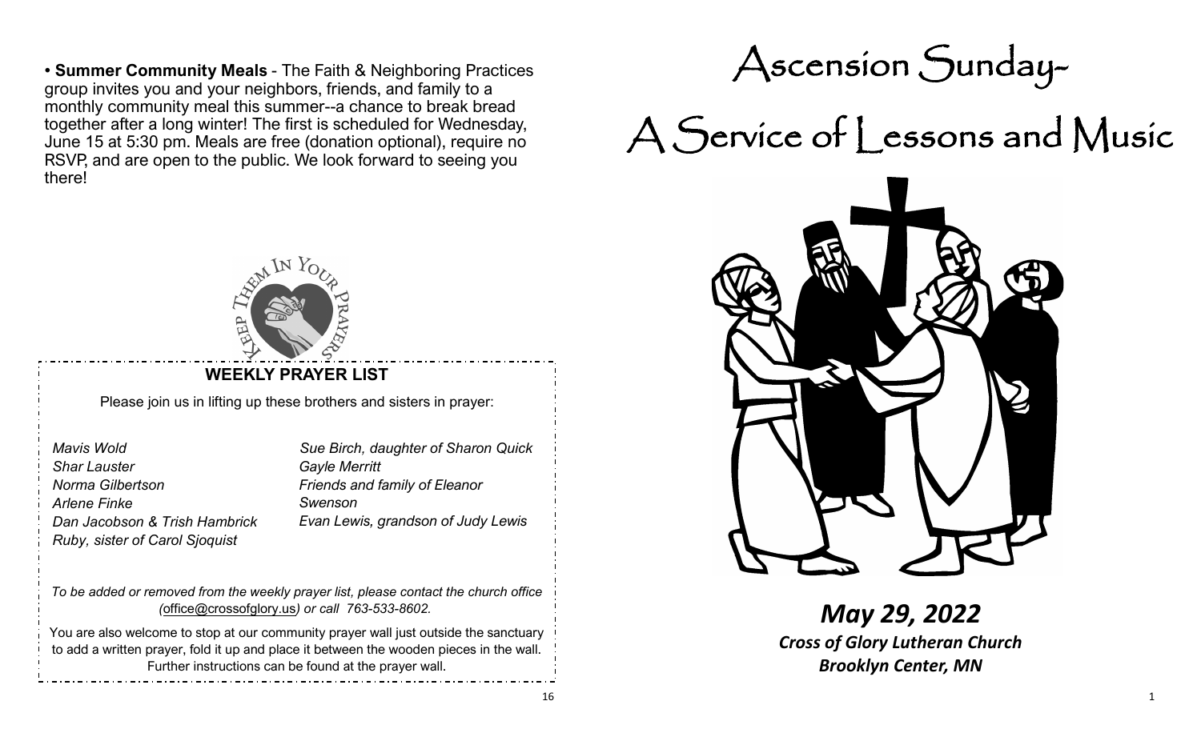• **Summer Community Meals** - The Faith & Neighboring Practices group invites you and your neighbors, friends, and family to a monthly community meal this summer--a chance to break bread together after a long winter! The first is scheduled for Wednesday, June 15 at 5:30 pm. Meals are free (donation optional), require no RSVP, and are open to the public. We look forward to seeing you there!

## WEEKLY PRAYER LIST

Please join us in lifting up these brothers and sisters in prayer:

*Mavis Wold*
*Shar Lauster*
*Norma Gilbertson*
*Arlene Finke*
*Dan Jacobson & Trish Hambrick*
*Ruby, sister of Carol Sjoquist*
*Sue Birch, daughter of Sharon Quick*
*Gayle Merritt*
*Friends and family of Eleanor Swenson*
*Evan Lewis, grandson of Judy Lewis*

*To be added or removed from the weekly prayer list, please contact the church office (office@crossofglory.us) or call 763-533-8602.*

You are also welcome to stop at our community prayer wall just outside the sanctuary to add a written prayer, fold it up and place it between the wooden pieces in the wall. Further instructions can be found at the prayer wall.

# Ascension Sunday-
# A Service of Lessons and Music

***May 29, 2022***
***Cross of Glory Lutheran Church***
***Brooklyn Center, MN***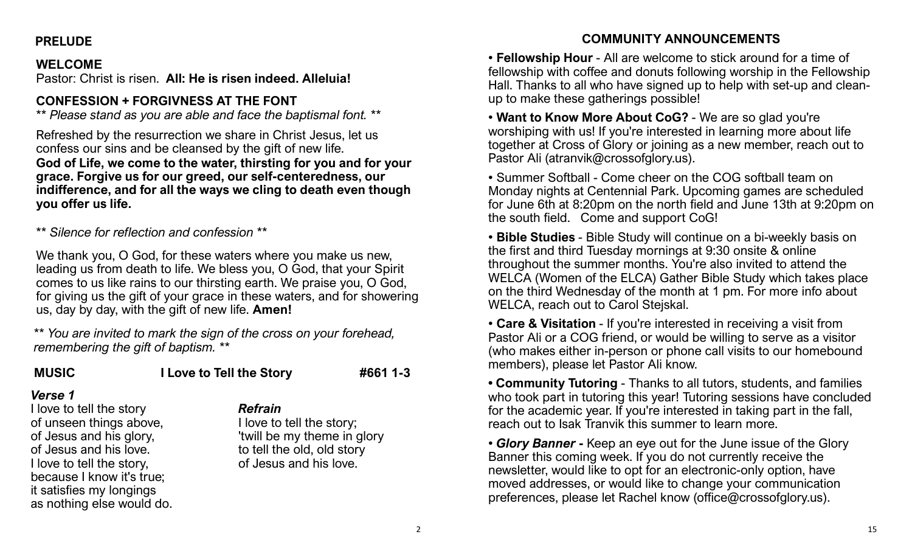## PRELUDE

## WELCOME

Pastor: Christ is risen. **All: He is risen indeed. Alleluia!**

## CONFESSION + FORGIVNESS AT THE FONT

** *Please stand as you are able and face the baptismal font.* **

Refreshed by the resurrection we share in Christ Jesus, let us confess our sins and be cleansed by the gift of new life.

**God of Life, we come to the water, thirsting for you and for your grace. Forgive us for our greed, our self-centeredness, our indifference, and for all the ways we cling to death even though you offer us life.**

** *Silence for reflection and confession* **

We thank you, O God, for these waters where you make us new, leading us from death to life. We bless you, O God, that your Spirit comes to us like rains to our thirsting earth. We praise you, O God, for giving us the gift of your grace in these waters, and for showering us, day by day, with the gift of new life. **Amen!**

** *You are invited to mark the sign of the cross on your forehead, remembering the gift of baptism.* **

## MUSIC — I Love to Tell the Story — #661 1-3

***Verse 1***

I love to tell the story
of unseen things above,
of Jesus and his glory,
of Jesus and his love.
I love to tell the story,
because I know it's true;
it satisfies my longings
as nothing else would do.

***Refrain***

I love to tell the story;
'twill be my theme in glory
to tell the old, old story
of Jesus and his love.

## COMMUNITY ANNOUNCEMENTS

• **Fellowship Hour** - All are welcome to stick around for a time of fellowship with coffee and donuts following worship in the Fellowship Hall. Thanks to all who have signed up to help with set-up and clean-up to make these gatherings possible!

• **Want to Know More About CoG?** - We are so glad you're worshiping with us! If you're interested in learning more about life together at Cross of Glory or joining as a new member, reach out to Pastor Ali (atranvik@crossofglory.us).

• Summer Softball - Come cheer on the COG softball team on Monday nights at Centennial Park. Upcoming games are scheduled for June 6th at 8:20pm on the north field and June 13th at 9:20pm on the south field. Come and support CoG!

• **Bible Studies** - Bible Study will continue on a bi-weekly basis on the first and third Tuesday mornings at 9:30 onsite & online throughout the summer months. You're also invited to attend the WELCA (Women of the ELCA) Gather Bible Study which takes place on the third Wednesday of the month at 1 pm. For more info about WELCA, reach out to Carol Stejskal.

• **Care & Visitation** - If you're interested in receiving a visit from Pastor Ali or a COG friend, or would be willing to serve as a visitor (who makes either in-person or phone call visits to our homebound members), please let Pastor Ali know.

• **Community Tutoring** - Thanks to all tutors, students, and families who took part in tutoring this year! Tutoring sessions have concluded for the academic year. If you're interested in taking part in the fall, reach out to Isak Tranvik this summer to learn more.

• ***Glory Banner*** **-** Keep an eye out for the June issue of the Glory Banner this coming week. If you do not currently receive the newsletter, would like to opt for an electronic-only option, have moved addresses, or would like to change your communication preferences, please let Rachel know (office@crossofglory.us).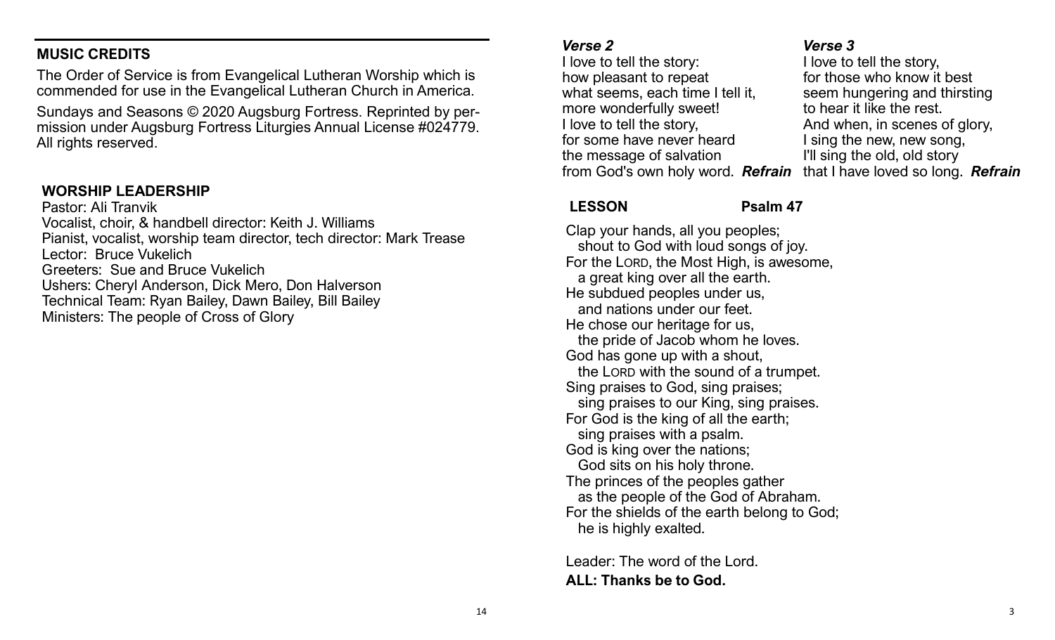## MUSIC CREDITS

The Order of Service is from Evangelical Lutheran Worship which is commended for use in the Evangelical Lutheran Church in America.

Sundays and Seasons © 2020 Augsburg Fortress. Reprinted by permission under Augsburg Fortress Liturgies Annual License #024779. All rights reserved.

## WORSHIP LEADERSHIP

Pastor: Ali Tranvik
Vocalist, choir, & handbell director: Keith J. Williams
Pianist, vocalist, worship team director, tech director: Mark Trease
Lector: Bruce Vukelich
Greeters: Sue and Bruce Vukelich
Ushers: Cheryl Anderson, Dick Mero, Don Halverson
Technical Team: Ryan Bailey, Dawn Bailey, Bill Bailey
Ministers: The people of Cross of Glory

***Verse 2***

I love to tell the story:
how pleasant to repeat
what seems, each time I tell it,
more wonderfully sweet!
I love to tell the story,
for some have never heard
the message of salvation
from God's own holy word. ***Refrain***

***Verse 3***

I love to tell the story,
for those who know it best
seem hungering and thirsting
to hear it like the rest.
And when, in scenes of glory,
I sing the new, new song,
I'll sing the old, old story
that I have loved so long. ***Refrain***

## LESSON Psalm 47

Clap your hands, all you peoples;
  shout to God with loud songs of joy.
For the LORD, the Most High, is awesome,
  a great king over all the earth.
He subdued peoples under us,
  and nations under our feet.
He chose our heritage for us,
  the pride of Jacob whom he loves.
God has gone up with a shout,
  the LORD with the sound of a trumpet.
Sing praises to God, sing praises;
  sing praises to our King, sing praises.
For God is the king of all the earth;
  sing praises with a psalm.
God is king over the nations;
  God sits on his holy throne.
The princes of the peoples gather
  as the people of the God of Abraham.
For the shields of the earth belong to God;
  he is highly exalted.

Leader: The word of the Lord.

**ALL: Thanks be to God.**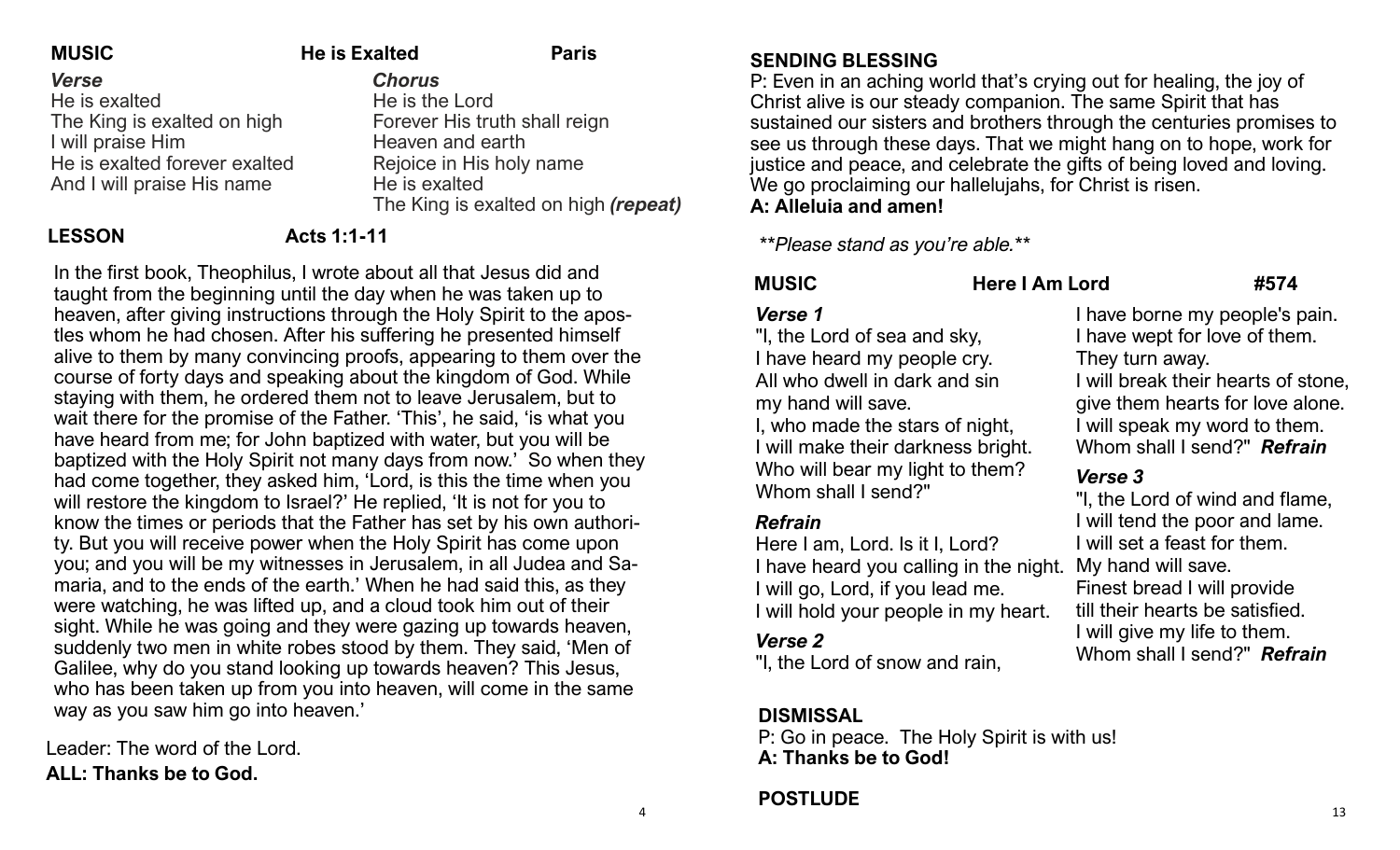**MUSIC** **He is Exalted** **Paris**

***Verse***
He is exalted
The King is exalted on high
I will praise Him
He is exalted forever exalted
And I will praise His name

***Chorus***
He is the Lord
Forever His truth shall reign
Heaven and earth
Rejoice in His holy name
He is exalted
The King is exalted on high ***(repeat)***

**LESSON** **Acts 1:1-11**

In the first book, Theophilus, I wrote about all that Jesus did and taught from the beginning until the day when he was taken up to heaven, after giving instructions through the Holy Spirit to the apostles whom he had chosen. After his suffering he presented himself alive to them by many convincing proofs, appearing to them over the course of forty days and speaking about the kingdom of God. While staying with them, he ordered them not to leave Jerusalem, but to wait there for the promise of the Father. 'This', he said, 'is what you have heard from me; for John baptized with water, but you will be baptized with the Holy Spirit not many days from now.' So when they had come together, they asked him, 'Lord, is this the time when you will restore the kingdom to Israel?' He replied, 'It is not for you to know the times or periods that the Father has set by his own authority. But you will receive power when the Holy Spirit has come upon you; and you will be my witnesses in Jerusalem, in all Judea and Samaria, and to the ends of the earth.' When he had said this, as they were watching, he was lifted up, and a cloud took him out of their sight. While he was going and they were gazing up towards heaven, suddenly two men in white robes stood by them. They said, 'Men of Galilee, why do you stand looking up towards heaven? This Jesus, who has been taken up from you into heaven, will come in the same way as you saw him go into heaven.'

Leader: The word of the Lord.
**ALL: Thanks be to God.**

**SENDING BLESSING**
P: Even in an aching world that's crying out for healing, the joy of Christ alive is our steady companion. The same Spirit that has sustained our sisters and brothers through the centuries promises to see us through these days. That we might hang on to hope, work for justice and peace, and celebrate the gifts of being loved and loving. We go proclaiming our hallelujahs, for Christ is risen.
**A: Alleluia and amen!**

*\*\*Please stand as you're able.\*\**

**MUSIC** **Here I Am Lord** **#574**

***Verse 1***
"I, the Lord of sea and sky,
I have heard my people cry.
All who dwell in dark and sin
my hand will save.
I, who made the stars of night,
I will make their darkness bright.
Who will bear my light to them?
Whom shall I send?"

***Refrain***
Here I am, Lord. Is it I, Lord?
I have heard you calling in the night.
I will go, Lord, if you lead me.
I will hold your people in my heart.

***Verse 2***
"I, the Lord of snow and rain,
I have borne my people's pain.
I have wept for love of them.
They turn away.
I will break their hearts of stone,
give them hearts for love alone.
I will speak my word to them.
Whom shall I send?" ***Refrain***

***Verse 3***
"I, the Lord of wind and flame,
I will tend the poor and lame.
I will set a feast for them.
My hand will save.
Finest bread I will provide
till their hearts be satisfied.
I will give my life to them.
Whom shall I send?" ***Refrain***

**DISMISSAL**
P: Go in peace. The Holy Spirit is with us!
**A: Thanks be to God!**

**POSTLUDE**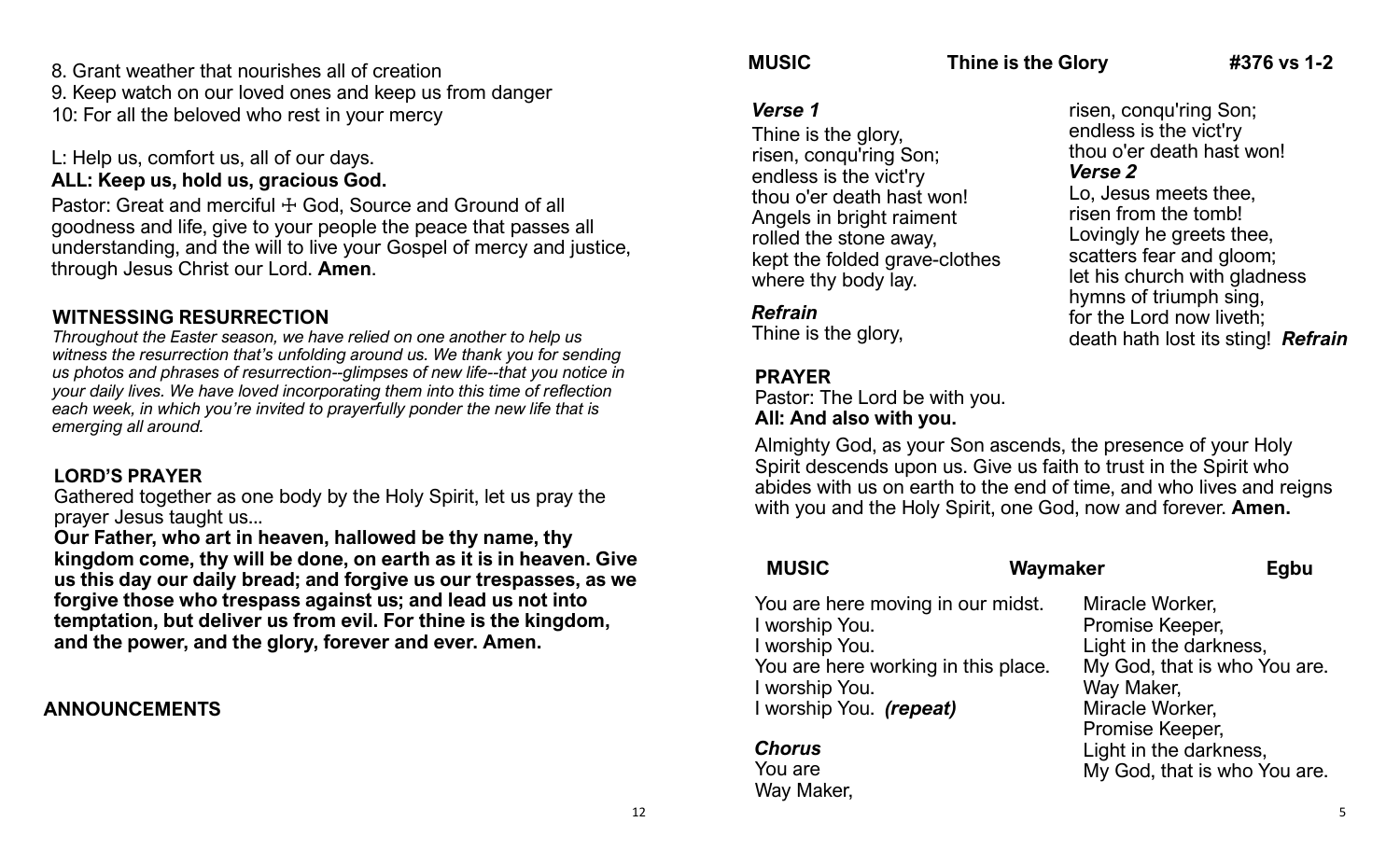8. Grant weather that nourishes all of creation
9. Keep watch on our loved ones and keep us from danger
10: For all the beloved who rest in your mercy

L: Help us, comfort us, all of our days.
**ALL: Keep us, hold us, gracious God.**

Pastor: Great and merciful ☩ God, Source and Ground of all goodness and life, give to your people the peace that passes all understanding, and the will to live your Gospel of mercy and justice, through Jesus Christ our Lord. **Amen**.

## WITNESSING RESURRECTION

*Throughout the Easter season, we have relied on one another to help us witness the resurrection that's unfolding around us. We thank you for sending us photos and phrases of resurrection--glimpses of new life--that you notice in your daily lives. We have loved incorporating them into this time of reflection each week, in which you're invited to prayerfully ponder the new life that is emerging all around.*

## LORD'S PRAYER

Gathered together as one body by the Holy Spirit, let us pray the prayer Jesus taught us...

**Our Father, who art in heaven, hallowed be thy name, thy kingdom come, thy will be done, on earth as it is in heaven. Give us this day our daily bread; and forgive us our trespasses, as we forgive those who trespass against us; and lead us not into temptation, but deliver us from evil. For thine is the kingdom, and the power, and the glory, forever and ever. Amen.**

## ANNOUNCEMENTS

## MUSIC Thine is the Glory #376 vs 1-2

***Verse 1***
Thine is the glory,
risen, conqu'ring Son;
endless is the vict'ry
thou o'er death hast won!
Angels in bright raiment
rolled the stone away,
kept the folded grave-clothes
where thy body lay.

***Refrain***
Thine is the glory,
risen, conqu'ring Son;
endless is the vict'ry
thou o'er death hast won!

***Verse 2***
Lo, Jesus meets thee,
risen from the tomb!
Lovingly he greets thee,
scatters fear and gloom;
let his church with gladness
hymns of triumph sing,
for the Lord now liveth;
death hath lost its sting! ***Refrain***

## PRAYER

Pastor: The Lord be with you.
**All: And also with you.**

Almighty God, as your Son ascends, the presence of your Holy Spirit descends upon us. Give us faith to trust in the Spirit who abides with us on earth to the end of time, and who lives and reigns with you and the Holy Spirit, one God, now and forever. **Amen.**

## MUSIC Waymaker Egbu

You are here moving in our midst.
I worship You.
I worship You.
You are here working in this place.
I worship You.
I worship You. ***(repeat)***

***Chorus***
You are
Way Maker,
Miracle Worker,
Promise Keeper,
Light in the darkness,
My God, that is who You are.
Way Maker,
Miracle Worker,
Promise Keeper,
Light in the darkness,
My God, that is who You are.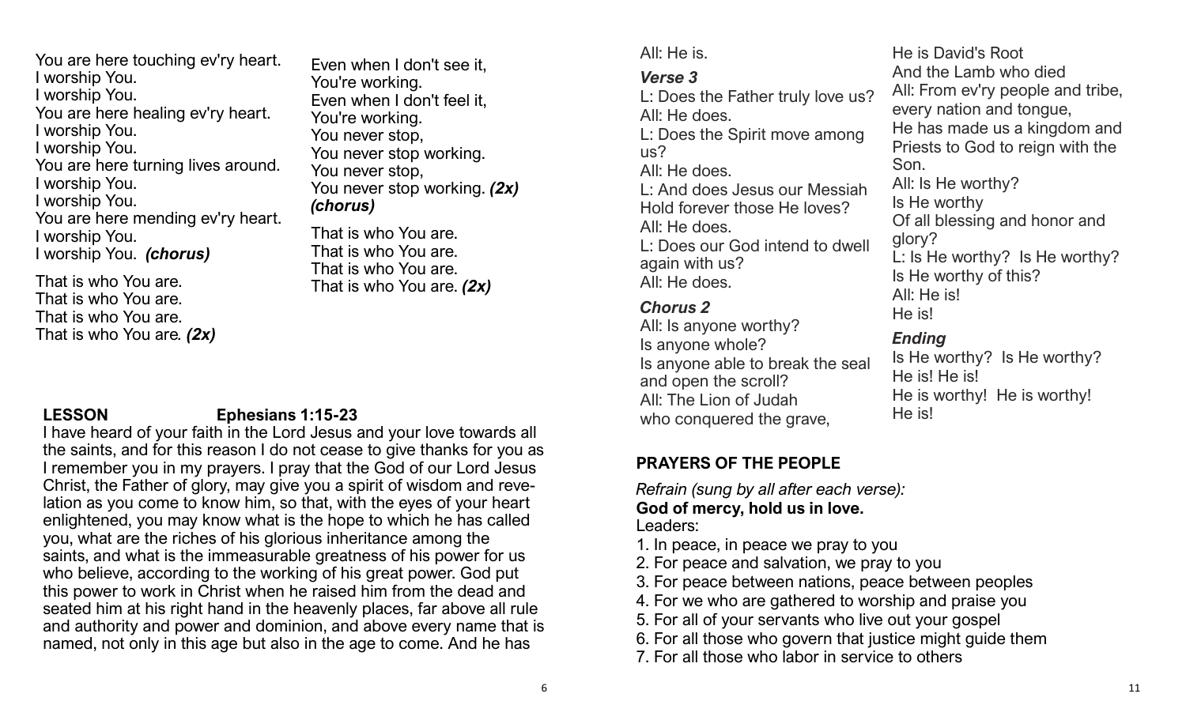You are here touching ev'ry heart.
I worship You.
I worship You.
You are here healing ev'ry heart.
I worship You.
I worship You.
You are here turning lives around.
I worship You.
I worship You.
You are here mending ev'ry heart.
I worship You.
I worship You. ***(chorus)***

That is who You are.
That is who You are.
That is who You are.
That is who You are. ***(2x)***

Even when I don't see it,
You're working.
Even when I don't feel it,
You're working.
You never stop,
You never stop working.
You never stop,
You never stop working. ***(2x)***
***(chorus)***

That is who You are.
That is who You are.
That is who You are.
That is who You are. ***(2x)***

**LESSON Ephesians 1:15-23**

I have heard of your faith in the Lord Jesus and your love towards all the saints, and for this reason I do not cease to give thanks for you as I remember you in my prayers. I pray that the God of our Lord Jesus Christ, the Father of glory, may give you a spirit of wisdom and revelation as you come to know him, so that, with the eyes of your heart enlightened, you may know what is the hope to which he has called you, what are the riches of his glorious inheritance among the saints, and what is the immeasurable greatness of his power for us who believe, according to the working of his great power. God put this power to work in Christ when he raised him from the dead and seated him at his right hand in the heavenly places, far above all rule and authority and power and dominion, and above every name that is named, not only in this age but also in the age to come. And he has

All: He is.

***Verse 3***

L: Does the Father truly love us?
All: He does.
L: Does the Spirit move among us?
All: He does.
L: And does Jesus our Messiah Hold forever those He loves?
All: He does.
L: Does our God intend to dwell again with us?
All: He does.

***Chorus 2***

All: Is anyone worthy?
Is anyone whole?
Is anyone able to break the seal and open the scroll?
All: The Lion of Judah
who conquered the grave,
He is David's Root
And the Lamb who died
All: From ev'ry people and tribe, every nation and tongue,
He has made us a kingdom and Priests to God to reign with the Son.
All: Is He worthy?
Is He worthy
Of all blessing and honor and glory?
L: Is He worthy? Is He worthy?
Is He worthy of this?
All: He is!
He is!

***Ending***

Is He worthy? Is He worthy?
He is! He is!
He is worthy! He is worthy!
He is!

**PRAYERS OF THE PEOPLE**

*Refrain (sung by all after each verse):*
**God of mercy, hold us in love.**
Leaders:

1. In peace, in peace we pray to you
2. For peace and salvation, we pray to you
3. For peace between nations, peace between peoples
4. For we who are gathered to worship and praise you
5. For all of your servants who live out your gospel
6. For all those who govern that justice might guide them
7. For all those who labor in service to others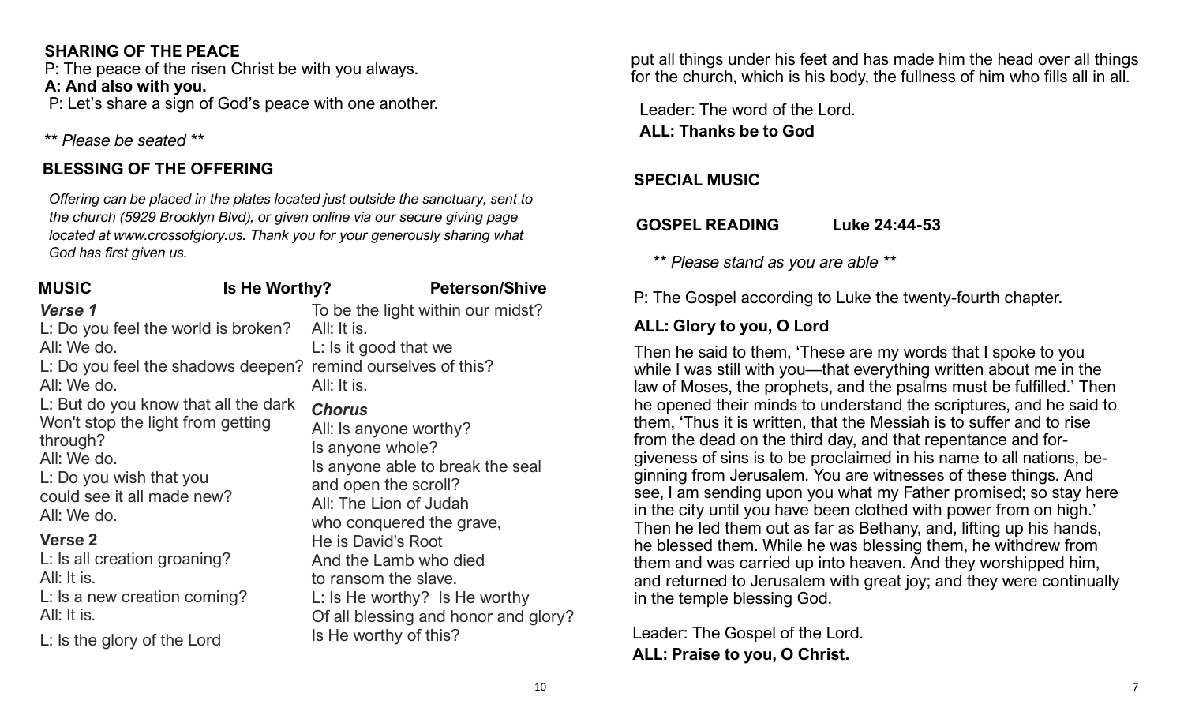## SHARING OF THE PEACE

P: The peace of the risen Christ be with you always.

**A: And also with you.**

P: Let's share a sign of God's peace with one another.

*\*\* Please be seated \*\**

## BLESSING OF THE OFFERING

*Offering can be placed in the plates located just outside the sanctuary, sent to the church (5929 Brooklyn Blvd), or given online via our secure giving page located at www.crossofglory.us. Thank you for your generously sharing what God has first given us.*

## MUSIC — Is He Worthy? — Peterson/Shive

***Verse 1***

L: Do you feel the world is broken?
All: We do.
L: Do you feel the shadows deepen?
All: We do.
L: But do you know that all the dark
Won't stop the light from getting through?
All: We do.
L: Do you wish that you
could see it all made new?
All: We do.

**Verse 2**

L: Is all creation groaning?
All: It is.
L: Is a new creation coming?
All: It is.
L: Is the glory of the Lord
To be the light within our midst?
All: It is.
L: Is it good that we
remind ourselves of this?
All: It is.

***Chorus***

All: Is anyone worthy?
Is anyone whole?
Is anyone able to break the seal
and open the scroll?
All: The Lion of Judah
who conquered the grave,
He is David's Root
And the Lamb who died
to ransom the slave.
L: Is He worthy? Is He worthy
Of all blessing and honor and glory?
Is He worthy of this?

put all things under his feet and has made him the head over all things for the church, which is his body, the fullness of him who fills all in all.

Leader: The word of the Lord.

**ALL: Thanks be to God**

## SPECIAL MUSIC

## GOSPEL READING — Luke 24:44-53

*\*\* Please stand as you are able \*\**

P: The Gospel according to Luke the twenty-fourth chapter.

**ALL: Glory to you, O Lord**

Then he said to them, 'These are my words that I spoke to you while I was still with you—that everything written about me in the law of Moses, the prophets, and the psalms must be fulfilled.' Then he opened their minds to understand the scriptures, and he said to them, 'Thus it is written, that the Messiah is to suffer and to rise from the dead on the third day, and that repentance and forgiveness of sins is to be proclaimed in his name to all nations, beginning from Jerusalem. You are witnesses of these things. And see, I am sending upon you what my Father promised; so stay here in the city until you have been clothed with power from on high.' Then he led them out as far as Bethany, and, lifting up his hands, he blessed them. While he was blessing them, he withdrew from them and was carried up into heaven. And they worshipped him, and returned to Jerusalem with great joy; and they were continually in the temple blessing God.

Leader: The Gospel of the Lord.

**ALL: Praise to you, O Christ.**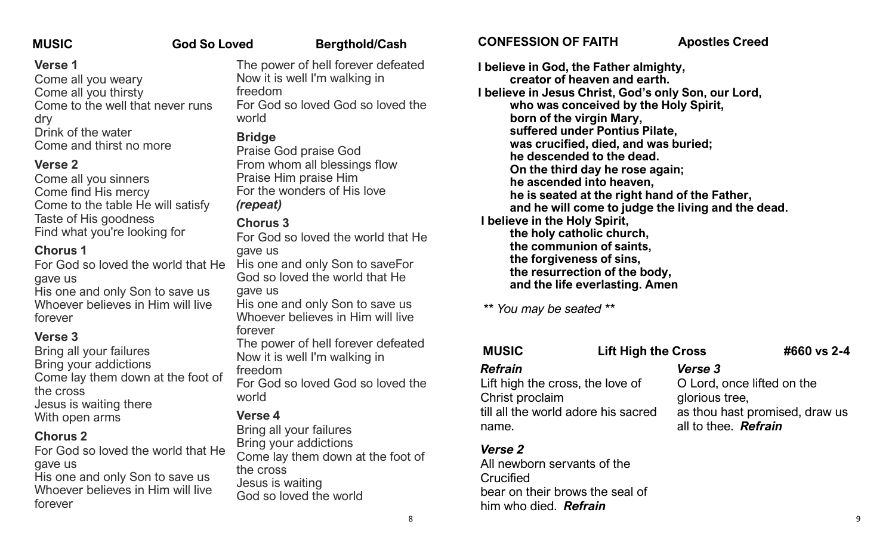**MUSIC** **God So Loved** **Bergthold/Cash**

**Verse 1**
Come all you weary
Come all you thirsty
Come to the well that never runs dry
Drink of the water
Come and thirst no more

**Verse 2**
Come all you sinners
Come find His mercy
Come to the table He will satisfy
Taste of His goodness
Find what you're looking for

**Chorus 1**
For God so loved the world that He gave us
His one and only Son to save us
Whoever believes in Him will live forever

**Verse 3**
Bring all your failures
Bring your addictions
Come lay them down at the foot of the cross
Jesus is waiting there
With open arms

**Chorus 2**
For God so loved the world that He gave us
His one and only Son to save us
Whoever believes in Him will live forever
The power of hell forever defeated
Now it is well I'm walking in freedom
For God so loved God so loved the world

**Bridge**
Praise God praise God
From whom all blessings flow
Praise Him praise Him
For the wonders of His love
***(repeat)***

**Chorus 3**
For God so loved the world that He gave us
His one and only Son to saveFor God so loved the world that He gave us
His one and only Son to save us
Whoever believes in Him will live forever
The power of hell forever defeated
Now it is well I'm walking in freedom
For God so loved God so loved the world

**Verse 4**
Bring all your failures
Bring your addictions
Come lay them down at the foot of the cross
Jesus is waiting
God so loved the world

**CONFESSION OF FAITH** **Apostles Creed**

**I believe in God, the Father almighty,**
**creator of heaven and earth.**
**I believe in Jesus Christ, God's only Son, our Lord,**
**who was conceived by the Holy Spirit,**
**born of the virgin Mary,**
**suffered under Pontius Pilate,**
**was crucified, died, and was buried;**
**he descended to the dead.**
**On the third day he rose again;**
**he ascended into heaven,**
**he is seated at the right hand of the Father,**
**and he will come to judge the living and the dead.**
**I believe in the Holy Spirit,**
**the holy catholic church,**
**the communion of saints,**
**the forgiveness of sins,**
**the resurrection of the body,**
**and the life everlasting. Amen**

*** You may be seated ***

**MUSIC** **Lift High the Cross** **#660 vs 2-4**

***Refrain***
Lift high the cross, the love of Christ proclaim
till all the world adore his sacred name.

***Verse 2***
All newborn servants of the Crucified
bear on their brows the seal of him who died. ***Refrain***

***Verse 3***
O Lord, once lifted on the glorious tree,
as thou hast promised, draw us all to thee. ***Refrain***